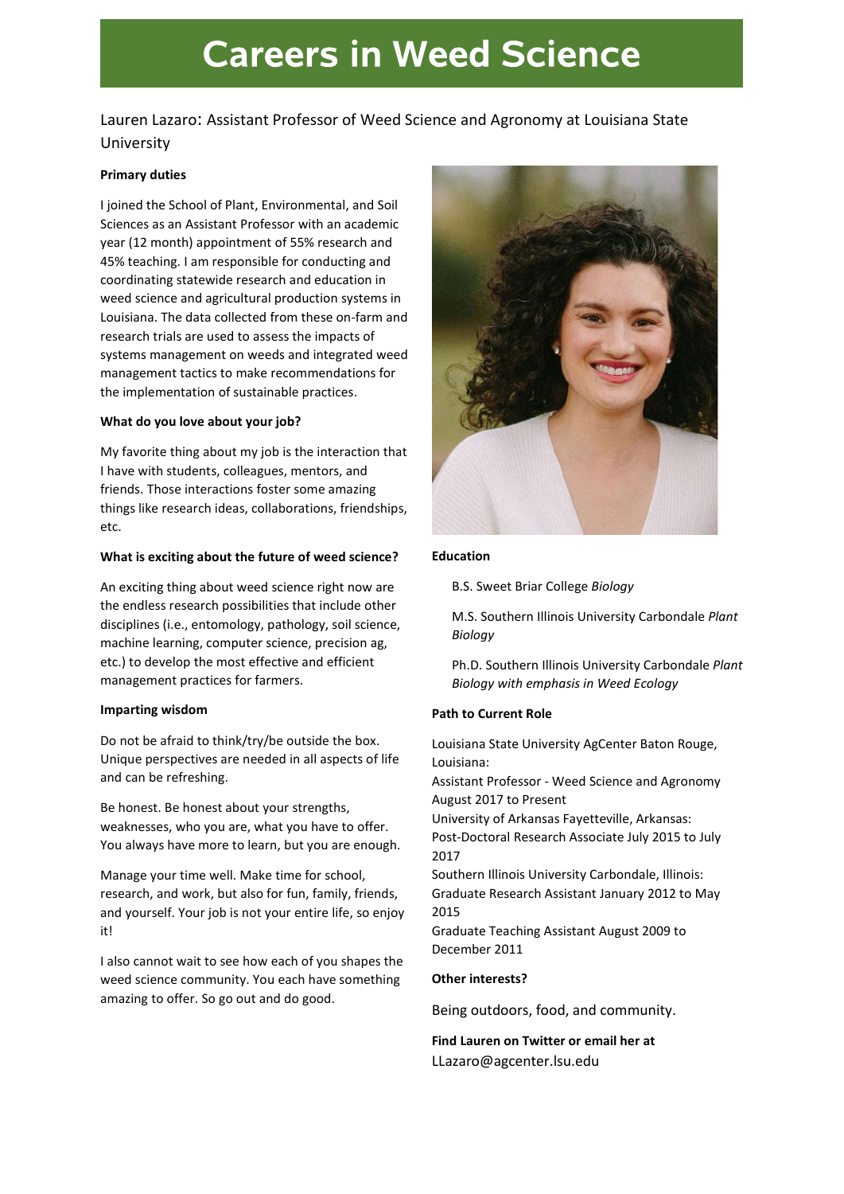# Careers in Weed Science

Lauren Lazaro: Assistant Professor of Weed Science and Agronomy at Louisiana State University

**Primary duties**

I joined the School of Plant, Environmental, and Soil Sciences as an Assistant Professor with an academic year (12 month) appointment of 55% research and 45% teaching. I am responsible for conducting and coordinating statewide research and education in weed science and agricultural production systems in Louisiana. The data collected from these on-farm and research trials are used to assess the impacts of systems management on weeds and integrated weed management tactics to make recommendations for the implementation of sustainable practices.

**What do you love about your job?**

My favorite thing about my job is the interaction that I have with students, colleagues, mentors, and friends. Those interactions foster some amazing things like research ideas, collaborations, friendships, etc.

**What is exciting about the future of weed science?**

An exciting thing about weed science right now are the endless research possibilities that include other disciplines (i.e., entomology, pathology, soil science, machine learning, computer science, precision ag, etc.) to develop the most effective and efficient management practices for farmers.

**Imparting wisdom**

Do not be afraid to think/try/be outside the box. Unique perspectives are needed in all aspects of life and can be refreshing.

Be honest. Be honest about your strengths, weaknesses, who you are, what you have to offer. You always have more to learn, but you are enough.

Manage your time well. Make time for school, research, and work, but also for fun, family, friends, and yourself. Your job is not your entire life, so enjoy it!

I also cannot wait to see how each of you shapes the weed science community. You each have something amazing to offer. So go out and do good.

**Education**

B.S. Sweet Briar College *Biology*

M.S. Southern Illinois University Carbondale *Plant Biology*

Ph.D. Southern Illinois University Carbondale *Plant Biology with emphasis in Weed Ecology*

**Path to Current Role**

Louisiana State University AgCenter Baton Rouge, Louisiana:
Assistant Professor - Weed Science and Agronomy August 2017 to Present
University of Arkansas Fayetteville, Arkansas:
Post-Doctoral Research Associate July 2015 to July 2017
Southern Illinois University Carbondale, Illinois:
Graduate Research Assistant January 2012 to May 2015
Graduate Teaching Assistant August 2009 to December 2011

**Other interests?**

Being outdoors, food, and community.

**Find Lauren on Twitter or email her at**
LLazaro@agcenter.lsu.edu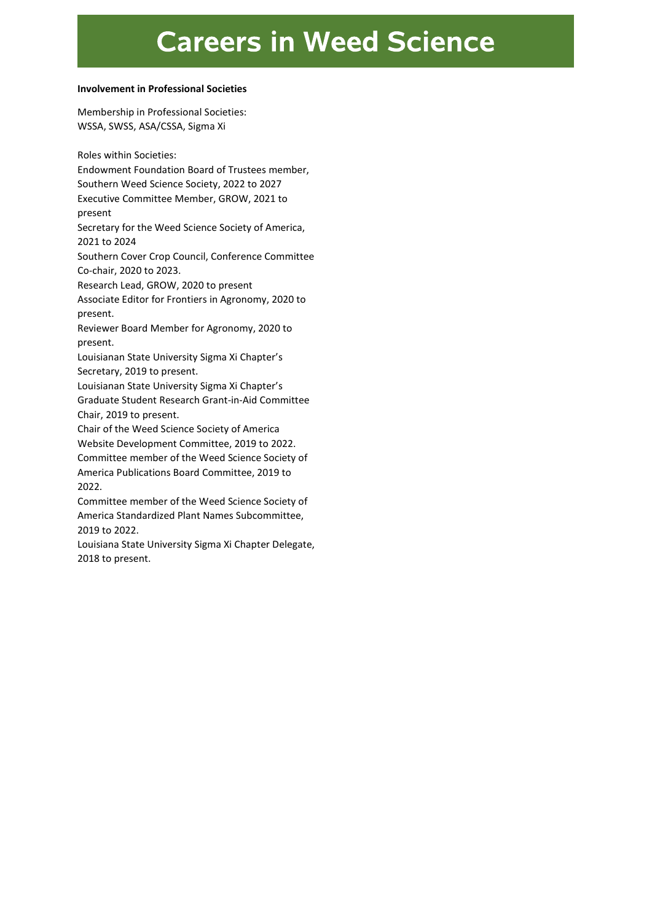**Involvement in Professional Societies**

Membership in Professional Societies:
WSSA, SWSS, ASA/CSSA, Sigma Xi

Roles within Societies:
Endowment Foundation Board of Trustees member, Southern Weed Science Society, 2022 to 2027
Executive Committee Member, GROW, 2021 to present
Secretary for the Weed Science Society of America, 2021 to 2024
Southern Cover Crop Council, Conference Committee Co-chair, 2020 to 2023.
Research Lead, GROW, 2020 to present
Associate Editor for Frontiers in Agronomy, 2020 to present.
Reviewer Board Member for Agronomy, 2020 to present.
Louisianan State University Sigma Xi Chapter's Secretary, 2019 to present.
Louisianan State University Sigma Xi Chapter's Graduate Student Research Grant-in-Aid Committee Chair, 2019 to present.
Chair of the Weed Science Society of America Website Development Committee, 2019 to 2022.
Committee member of the Weed Science Society of America Publications Board Committee, 2019 to 2022.
Committee member of the Weed Science Society of America Standardized Plant Names Subcommittee, 2019 to 2022.
Louisiana State University Sigma Xi Chapter Delegate, 2018 to present.